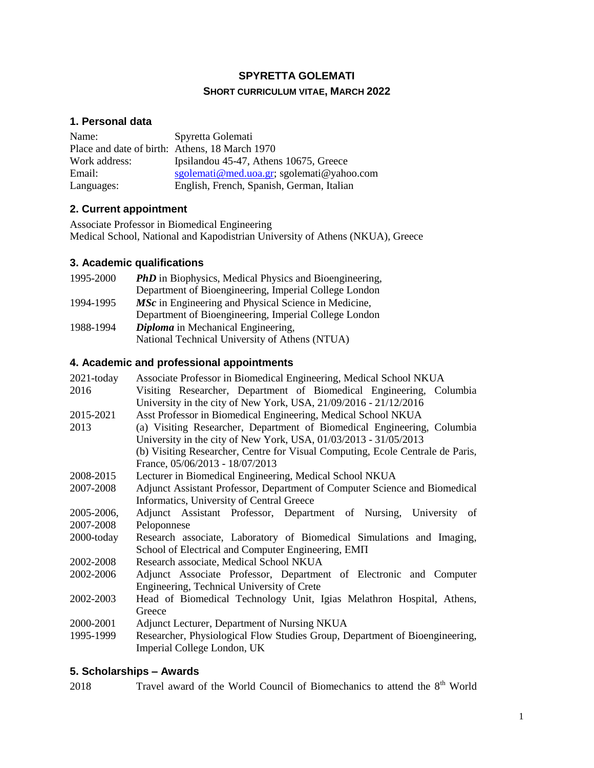# SPYRETTA GOLEMATI

## SHORT CURRICULUM VITAE, MARCH 2022

### 1. Personal data

| | |
|---|---|
| Name: | Spyretta Golemati |
| Place and date of birth: | Athens, 18 March 1970 |
| Work address: | Ipsilandou 45-47, Athens 10675, Greece |
| Email: | sgolemati@med.uoa.gr; sgolemati@yahoo.com |
| Languages: | English, French, Spanish, German, Italian |

### 2. Current appointment

Associate Professor in Biomedical Engineering
Medical School, National and Kapodistrian University of Athens (NKUA), Greece

### 3. Academic qualifications

| | |
|---|---|
| 1995-2000 | ***PhD*** in Biophysics, Medical Physics and Bioengineering, Department of Bioengineering, Imperial College London |
| 1994-1995 | ***MSc*** in Engineering and Physical Science in Medicine, Department of Bioengineering, Imperial College London |
| 1988-1994 | ***Diploma*** in Mechanical Engineering, National Technical University of Athens (NTUA) |

### 4. Academic and professional appointments

| | |
|---|---|
| 2021-today | Associate Professor in Biomedical Engineering, Medical School NKUA |
| 2016 | Visiting Researcher, Department of Biomedical Engineering, Columbia University in the city of New York, USA, 21/09/2016 - 21/12/2016 |
| 2015-2021 | Asst Professor in Biomedical Engineering, Medical School NKUA |
| 2013 | (a) Visiting Researcher, Department of Biomedical Engineering, Columbia University in the city of New York, USA, 01/03/2013 - 31/05/2013<br>(b) Visiting Researcher, Centre for Visual Computing, Ecole Centrale de Paris, France, 05/06/2013 - 18/07/2013 |
| 2008-2015 | Lecturer in Biomedical Engineering, Medical School NKUA |
| 2007-2008 | Adjunct Assistant Professor, Department of Computer Science and Biomedical Informatics, University of Central Greece |
| 2005-2006, 2007-2008 | Adjunct Assistant Professor, Department of Nursing, University of Peloponnese |
| 2000-today | Research associate, Laboratory of Biomedical Simulations and Imaging, School of Electrical and Computer Engineering, ΕΜΠ |
| 2002-2008 | Research associate, Medical School NKUA |
| 2002-2006 | Adjunct Associate Professor, Department of Electronic and Computer Engineering, Technical University of Crete |
| 2002-2003 | Head of Biomedical Technology Unit, Igias Melathron Hospital, Athens, Greece |
| 2000-2001 | Adjunct Lecturer, Department of Nursing NKUA |
| 1995-1999 | Researcher, Physiological Flow Studies Group, Department of Bioengineering, Imperial College London, UK |

### 5. Scholarships – Awards

| | |
|---|---|
| 2018 | Travel award of the World Council of Biomechanics to attend the 8$^{th}$ World |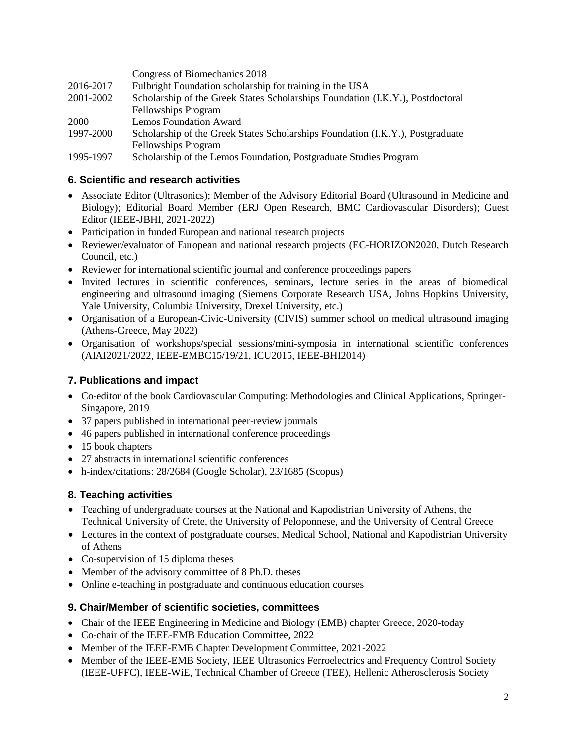| | |
|---|---|
| | Congress of Biomechanics 2018 |
| 2016-2017 | Fulbright Foundation scholarship for training in the USA |
| 2001-2002 | Scholarship of the Greek States Scholarships Foundation (I.K.Y.), Postdoctoral Fellowships Program |
| 2000 | Lemos Foundation Award |
| 1997-2000 | Scholarship of the Greek States Scholarships Foundation (I.K.Y.), Postgraduate Fellowships Program |
| 1995-1997 | Scholarship of the Lemos Foundation, Postgraduate Studies Program |

### 6. Scientific and research activities

- Associate Editor (Ultrasonics); Member of the Advisory Editorial Board (Ultrasound in Medicine and Biology); Editorial Board Member (ERJ Open Research, BMC Cardiovascular Disorders); Guest Editor (IEEE-JBHI, 2021-2022)
- Participation in funded European and national research projects
- Reviewer/evaluator of European and national research projects (EC-HORIZON2020, Dutch Research Council, etc.)
- Reviewer for international scientific journal and conference proceedings papers
- Invited lectures in scientific conferences, seminars, lecture series in the areas of biomedical engineering and ultrasound imaging (Siemens Corporate Research USA, Johns Hopkins University, Yale University, Columbia University, Drexel University, etc.)
- Organisation of a European-Civic-University (CIVIS) summer school on medical ultrasound imaging (Athens-Greece, May 2022)
- Organisation of workshops/special sessions/mini-symposia in international scientific conferences (AIAI2021/2022, IEEE-EMBC15/19/21, ICU2015, IEEE-BHI2014)

### 7. Publications and impact

- Co-editor of the book Cardiovascular Computing: Methodologies and Clinical Applications, Springer-Singapore, 2019
- 37 papers published in international peer-review journals
- 46 papers published in international conference proceedings
- 15 book chapters
- 27 abstracts in international scientific conferences
- h-index/citations: 28/2684 (Google Scholar), 23/1685 (Scopus)

### 8. Teaching activities

- Teaching of undergraduate courses at the National and Kapodistrian University of Athens, the Technical University of Crete, the University of Peloponnese, and the University of Central Greece
- Lectures in the context of postgraduate courses, Medical School, National and Kapodistrian University of Athens
- Co-supervision of 15 diploma theses
- Member of the advisory committee of 8 Ph.D. theses
- Online e-teaching in postgraduate and continuous education courses

### 9. Chair/Member of scientific societies, committees

- Chair of the IEEE Engineering in Medicine and Biology (EMB) chapter Greece, 2020-today
- Co-chair of the IEEE-EMB Education Committee, 2022
- Member of the IEEE-EMB Chapter Development Committee, 2021-2022
- Member of the IEEE-EMB Society, IEEE Ultrasonics Ferroelectrics and Frequency Control Society (IEEE-UFFC), IEEE-WiE, Technical Chamber of Greece (TEE), Hellenic Atherosclerosis Society